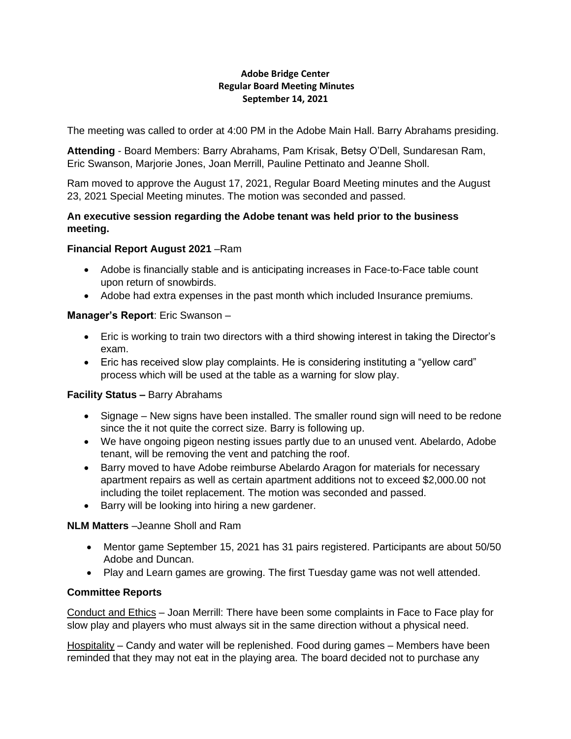**Adobe Bridge Center**
**Regular Board Meeting Minutes**
**September 14, 2021**

The meeting was called to order at 4:00 PM in the Adobe Main Hall. Barry Abrahams presiding.

**Attending** - Board Members: Barry Abrahams, Pam Krisak, Betsy O'Dell, Sundaresan Ram, Eric Swanson, Marjorie Jones, Joan Merrill, Pauline Pettinato and Jeanne Sholl.

Ram moved to approve the August 17, 2021, Regular Board Meeting minutes and the August 23, 2021 Special Meeting minutes. The motion was seconded and passed.

**An executive session regarding the Adobe tenant was held prior to the business meeting.**

**Financial Report August 2021** –Ram

- Adobe is financially stable and is anticipating increases in Face-to-Face table count upon return of snowbirds.
- Adobe had extra expenses in the past month which included Insurance premiums.

**Manager's Report**: Eric Swanson –

- Eric is working to train two directors with a third showing interest in taking the Director's exam.
- Eric has received slow play complaints. He is considering instituting a "yellow card" process which will be used at the table as a warning for slow play.

**Facility Status –** Barry Abrahams

- Signage – New signs have been installed. The smaller round sign will need to be redone since the it not quite the correct size. Barry is following up.
- We have ongoing pigeon nesting issues partly due to an unused vent. Abelardo, Adobe tenant, will be removing the vent and patching the roof.
- Barry moved to have Adobe reimburse Abelardo Aragon for materials for necessary apartment repairs as well as certain apartment additions not to exceed $2,000.00 not including the toilet replacement. The motion was seconded and passed.
- Barry will be looking into hiring a new gardener.

**NLM Matters** –Jeanne Sholl and Ram

- Mentor game September 15, 2021 has 31 pairs registered. Participants are about 50/50 Adobe and Duncan.
- Play and Learn games are growing. The first Tuesday game was not well attended.

**Committee Reports**

Conduct and Ethics – Joan Merrill: There have been some complaints in Face to Face play for slow play and players who must always sit in the same direction without a physical need.

Hospitality – Candy and water will be replenished. Food during games – Members have been reminded that they may not eat in the playing area. The board decided not to purchase any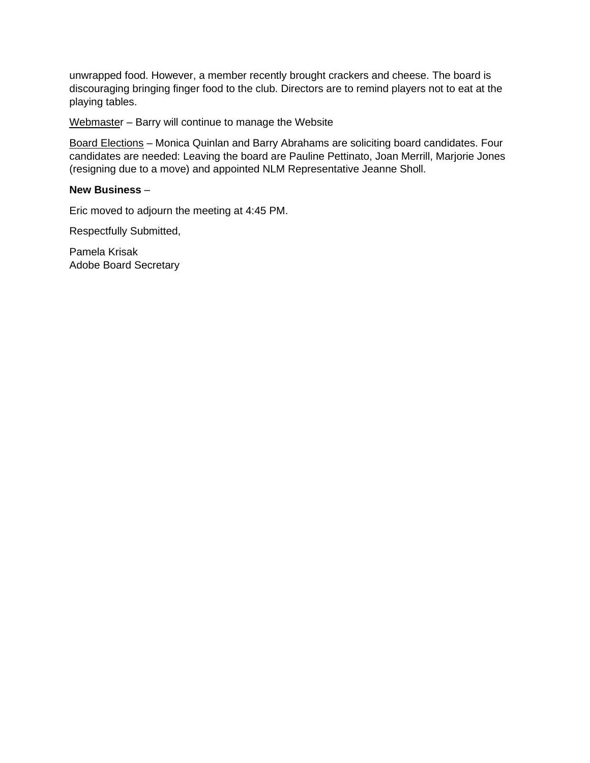unwrapped food. However, a member recently brought crackers and cheese. The board is discouraging bringing finger food to the club. Directors are to remind players not to eat at the playing tables.

<u>Webmaste</u>r – Barry will continue to manage the Website

<u>Board Elections</u> – Monica Quinlan and Barry Abrahams are soliciting board candidates. Four candidates are needed: Leaving the board are Pauline Pettinato, Joan Merrill, Marjorie Jones (resigning due to a move) and appointed NLM Representative Jeanne Sholl.

**New Business** –

Eric moved to adjourn the meeting at 4:45 PM.

Respectfully Submitted,

Pamela Krisak
Adobe Board Secretary